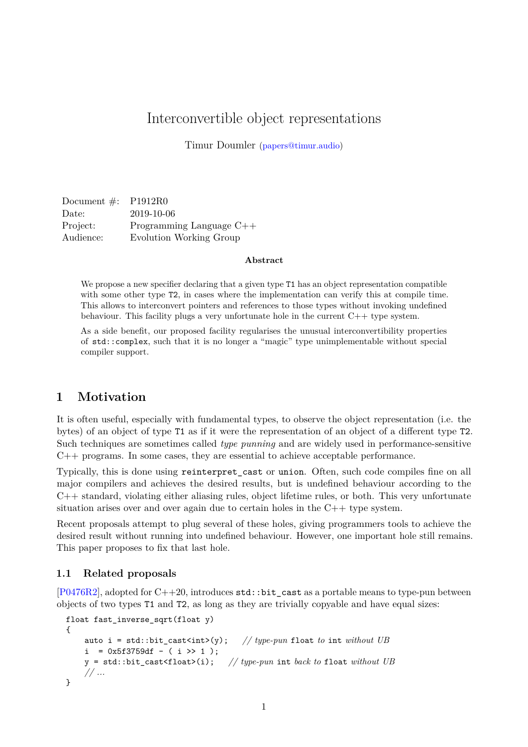# Interconvertible object representations

Timur Doumler (papers@timur.audio)

| | |
|---|---|
| Document #: | P1912R0 |
| Date: | 2019-10-06 |
| Project: | Programming Language C++ |
| Audience: | Evolution Working Group |

**Abstract**

We propose a new specifier declaring that a given type `T1` has an object representation compatible with some other type `T2`, in cases where the implementation can verify this at compile time. This allows to interconvert pointers and references to those types without invoking undefined behaviour. This facility plugs a very unfortunate hole in the current C++ type system.

As a side benefit, our proposed facility regularises the unusual interconvertibility properties of `std::complex`, such that it is no longer a "magic" type unimplementable without special compiler support.

## 1 Motivation

It is often useful, especially with fundamental types, to observe the object representation (i.e. the bytes) of an object of type `T1` as if it were the representation of an object of a different type `T2`. Such techniques are sometimes called *type punning* and are widely used in performance-sensitive C++ programs. In some cases, they are essential to achieve acceptable performance.

Typically, this is done using `reinterpret_cast` or `union`. Often, such code compiles fine on all major compilers and achieves the desired results, but is undefined behaviour according to the C++ standard, violating either aliasing rules, object lifetime rules, or both. This very unfortunate situation arises over and over again due to certain holes in the C++ type system.

Recent proposals attempt to plug several of these holes, giving programmers tools to achieve the desired result without running into undefined behaviour. However, one important hole still remains. This paper proposes to fix that last hole.

### 1.1 Related proposals

[P0476R2], adopted for C++20, introduces `std::bit_cast` as a portable means to type-pun between objects of two types `T1` and `T2`, as long as they are trivially copyable and have equal sizes:

```
float fast_inverse_sqrt(float y)
{
    auto i = std::bit_cast<int>(y);    // type-pun float to int without UB
    i  = 0x5f3759df - ( i >> 1 );
    y = std::bit_cast<float>(i);    // type-pun int back to float without UB
    // ...
}
```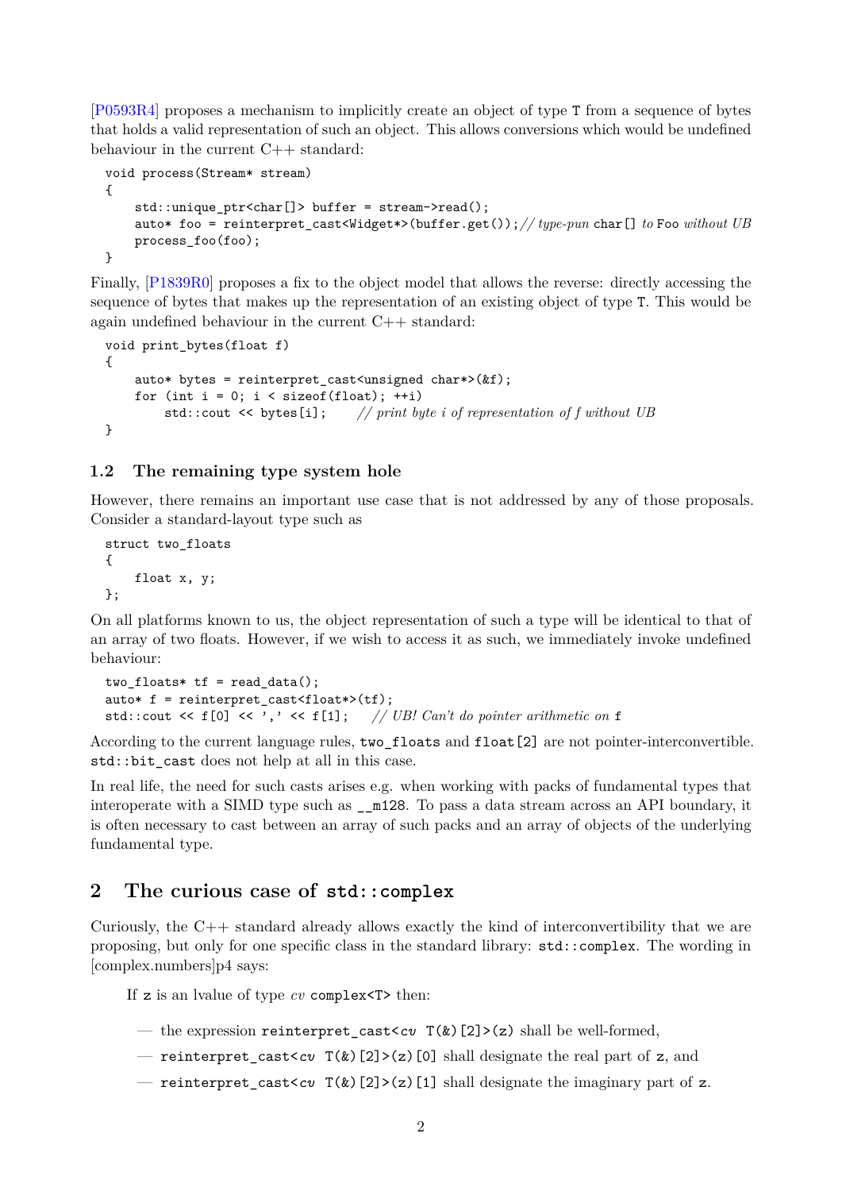[P0593R4] proposes a mechanism to implicitly create an object of type `T` from a sequence of bytes that holds a valid representation of such an object. This allows conversions which would be undefined behaviour in the current C++ standard:

```
void process(Stream* stream)
{
    std::unique_ptr<char[]> buffer = stream->read();
    auto* foo = reinterpret_cast<Widget*>(buffer.get()); // type-pun char[] to Foo without UB
    process_foo(foo);
}
```

Finally, [P1839R0] proposes a fix to the object model that allows the reverse: directly accessing the sequence of bytes that makes up the representation of an existing object of type `T`. This would be again undefined behaviour in the current C++ standard:

```
void print_bytes(float f)
{
    auto* bytes = reinterpret_cast<unsigned char*>(&f);
    for (int i = 0; i < sizeof(float); ++i)
        std::cout << bytes[i];     // print byte i of representation of f without UB
}
```

### 1.2 The remaining type system hole

However, there remains an important use case that is not addressed by any of those proposals. Consider a standard-layout type such as

```
struct two_floats
{
    float x, y;
};
```

On all platforms known to us, the object representation of such a type will be identical to that of an array of two floats. However, if we wish to access it as such, we immediately invoke undefined behaviour:

```
two_floats* tf = read_data();
auto* f = reinterpret_cast<float*>(tf);
std::cout << f[0] << ',' << f[1];   // UB! Can't do pointer arithmetic on f
```

According to the current language rules, `two_floats` and `float[2]` are not pointer-interconvertible. `std::bit_cast` does not help at all in this case.

In real life, the need for such casts arises e.g. when working with packs of fundamental types that interoperate with a SIMD type such as `__m128`. To pass a data stream across an API boundary, it is often necessary to cast between an array of such packs and an array of objects of the underlying fundamental type.

## 2 The curious case of `std::complex`

Curiously, the C++ standard already allows exactly the kind of interconvertibility that we are proposing, but only for one specific class in the standard library: `std::complex`. The wording in [complex.numbers]p4 says:

> If `z` is an lvalue of type *cv* `complex<T>` then:
>
> — the expression `reinterpret_cast<`*cv* `T(&)[2]>(z)` shall be well-formed,
>
> — `reinterpret_cast<`*cv* `T(&)[2]>(z)[0]` shall designate the real part of `z`, and
>
> — `reinterpret_cast<`*cv* `T(&)[2]>(z)[1]` shall designate the imaginary part of `z`.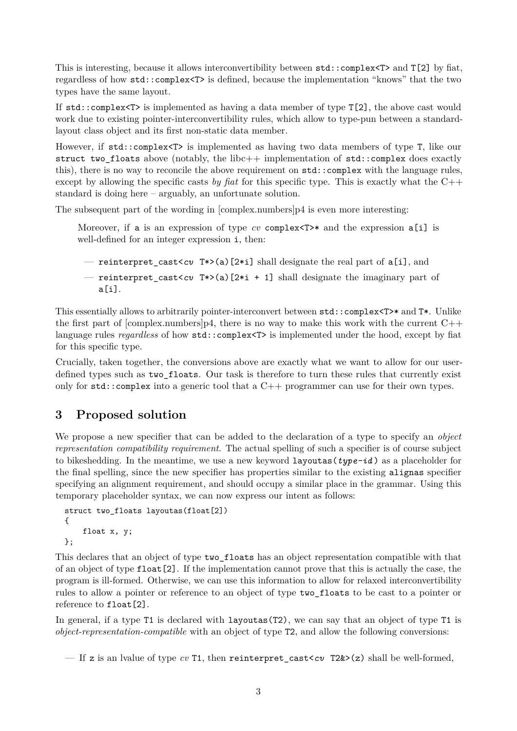This is interesting, because it allows interconvertibility between `std::complex<T>` and `T[2]` by fiat, regardless of how `std::complex<T>` is defined, because the implementation "knows" that the two types have the same layout.

If `std::complex<T>` is implemented as having a data member of type `T[2]`, the above cast would work due to existing pointer-interconvertibility rules, which allow to type-pun between a standard-layout class object and its first non-static data member.

However, if `std::complex<T>` is implemented as having two data members of type `T`, like our `struct two_floats` above (notably, the libc++ implementation of `std::complex` does exactly this), there is no way to reconcile the above requirement on `std::complex` with the language rules, except by allowing the specific casts *by fiat* for this specific type. This is exactly what the C++ standard is doing here – arguably, an unfortunate solution.

The subsequent part of the wording in [complex.numbers]p4 is even more interesting:

> Moreover, if `a` is an expression of type *cv* `complex<T>*` and the expression `a[i]` is well-defined for an integer expression `i`, then:
>
> — `reinterpret_cast<`*cv* `T*>(a)[2*i]` shall designate the real part of `a[i]`, and
>
> — `reinterpret_cast<`*cv* `T*>(a)[2*i + 1]` shall designate the imaginary part of `a[i]`.

This essentially allows to arbitrarily pointer-interconvert between `std::complex<T>*` and `T*`. Unlike the first part of [complex.numbers]p4, there is no way to make this work with the current C++ language rules *regardless* of how `std::complex<T>` is implemented under the hood, except by fiat for this specific type.

Crucially, taken together, the conversions above are exactly what we want to allow for our user-defined types such as `two_floats`. Our task is therefore to turn these rules that currently exist only for `std::complex` into a generic tool that a C++ programmer can use for their own types.

## 3 Proposed solution

We propose a new specifier that can be added to the declaration of a type to specify an *object representation compatibility requirement*. The actual spelling of such a specifier is of course subject to bikeshedding. In the meantime, we use a new keyword `layoutas(`*type-id*`)` as a placeholder for the final spelling, since the new specifier has properties similar to the existing `alignas` specifier specifying an alignment requirement, and should occupy a similar place in the grammar. Using this temporary placeholder syntax, we can now express our intent as follows:

```
struct two_floats layoutas(float[2])
{
    float x, y;
};
```

This declares that an object of type `two_floats` has an object representation compatible with that of an object of type `float[2]`. If the implementation cannot prove that this is actually the case, the program is ill-formed. Otherwise, we can use this information to allow for relaxed interconvertibility rules to allow a pointer or reference to an object of type `two_floats` to be cast to a pointer or reference to `float[2]`.

In general, if a type `T1` is declared with `layoutas(T2)`, we can say that an object of type `T1` is *object-representation-compatible* with an object of type `T2`, and allow the following conversions:

— If `z` is an lvalue of type *cv* `T1`, then `reinterpret_cast<`*cv* `T2&>(z)` shall be well-formed,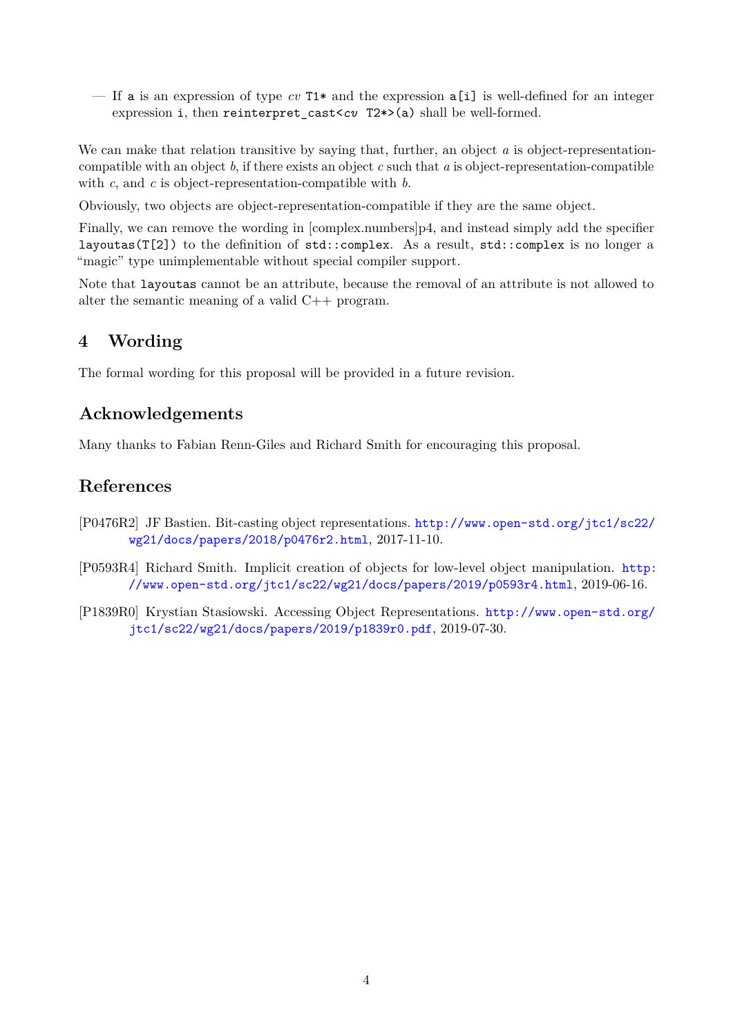— If `a` is an expression of type *cv* `T1*` and the expression `a[i]` is well-defined for an integer expression `i`, then `reinterpret_cast<`*cv* `T2*>(a)` shall be well-formed.

We can make that relation transitive by saying that, further, an object $a$ is object-representation-compatible with an object $b$, if there exists an object $c$ such that $a$ is object-representation-compatible with $c$, and $c$ is object-representation-compatible with $b$.

Obviously, two objects are object-representation-compatible if they are the same object.

Finally, we can remove the wording in [complex.numbers]p4, and instead simply add the specifier `layoutas(T[2])` to the definition of `std::complex`. As a result, `std::complex` is no longer a "magic" type unimplementable without special compiler support.

Note that `layoutas` cannot be an attribute, because the removal of an attribute is not allowed to alter the semantic meaning of a valid C++ program.

## 4 Wording

The formal wording for this proposal will be provided in a future revision.

## Acknowledgements

Many thanks to Fabian Renn-Giles and Richard Smith for encouraging this proposal.

## References

[P0476R2] JF Bastien. Bit-casting object representations. http://www.open-std.org/jtc1/sc22/wg21/docs/papers/2018/p0476r2.html, 2017-11-10.

[P0593R4] Richard Smith. Implicit creation of objects for low-level object manipulation. http://www.open-std.org/jtc1/sc22/wg21/docs/papers/2019/p0593r4.html, 2019-06-16.

[P1839R0] Krystian Stasiowski. Accessing Object Representations. http://www.open-std.org/jtc1/sc22/wg21/docs/papers/2019/p1839r0.pdf, 2019-07-30.